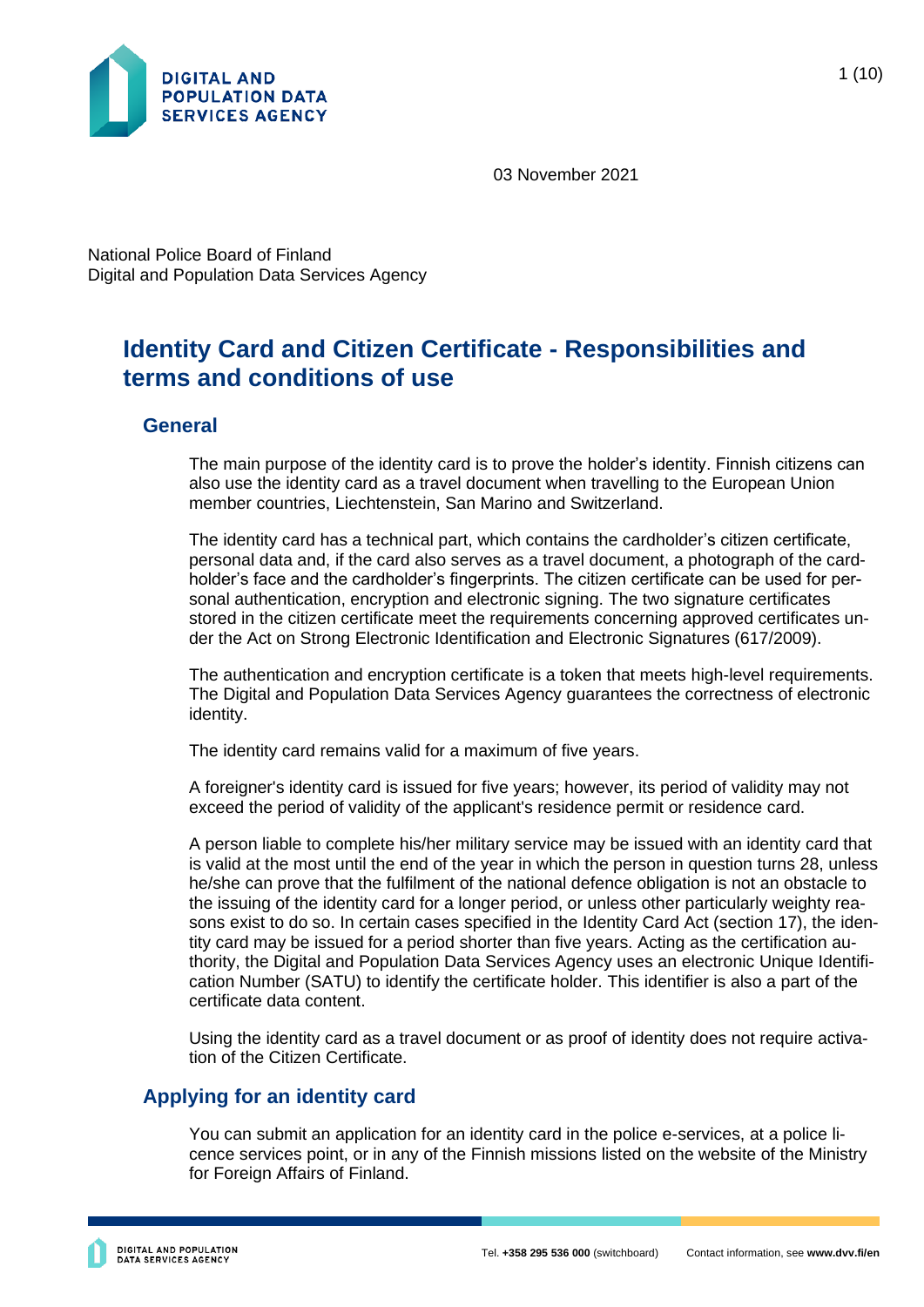DIGITAL AND POPULATION DATA SERVICES AGENCY

03 November 2021

National Police Board of Finland
Digital and Population Data Services Agency

# Identity Card and Citizen Certificate - Responsibilities and terms and conditions of use

## General

The main purpose of the identity card is to prove the holder's identity. Finnish citizens can also use the identity card as a travel document when travelling to the European Union member countries, Liechtenstein, San Marino and Switzerland.

The identity card has a technical part, which contains the cardholder's citizen certificate, personal data and, if the card also serves as a travel document, a photograph of the cardholder's face and the cardholder's fingerprints. The citizen certificate can be used for personal authentication, encryption and electronic signing. The two signature certificates stored in the citizen certificate meet the requirements concerning approved certificates under the Act on Strong Electronic Identification and Electronic Signatures (617/2009).

The authentication and encryption certificate is a token that meets high-level requirements. The Digital and Population Data Services Agency guarantees the correctness of electronic identity.

The identity card remains valid for a maximum of five years.

A foreigner's identity card is issued for five years; however, its period of validity may not exceed the period of validity of the applicant's residence permit or residence card.

A person liable to complete his/her military service may be issued with an identity card that is valid at the most until the end of the year in which the person in question turns 28, unless he/she can prove that the fulfilment of the national defence obligation is not an obstacle to the issuing of the identity card for a longer period, or unless other particularly weighty reasons exist to do so. In certain cases specified in the Identity Card Act (section 17), the identity card may be issued for a period shorter than five years. Acting as the certification authority, the Digital and Population Data Services Agency uses an electronic Unique Identification Number (SATU) to identify the certificate holder. This identifier is also a part of the certificate data content.

Using the identity card as a travel document or as proof of identity does not require activation of the Citizen Certificate.

## Applying for an identity card

You can submit an application for an identity card in the police e-services, at a police licence services point, or in any of the Finnish missions listed on the website of the Ministry for Foreign Affairs of Finland.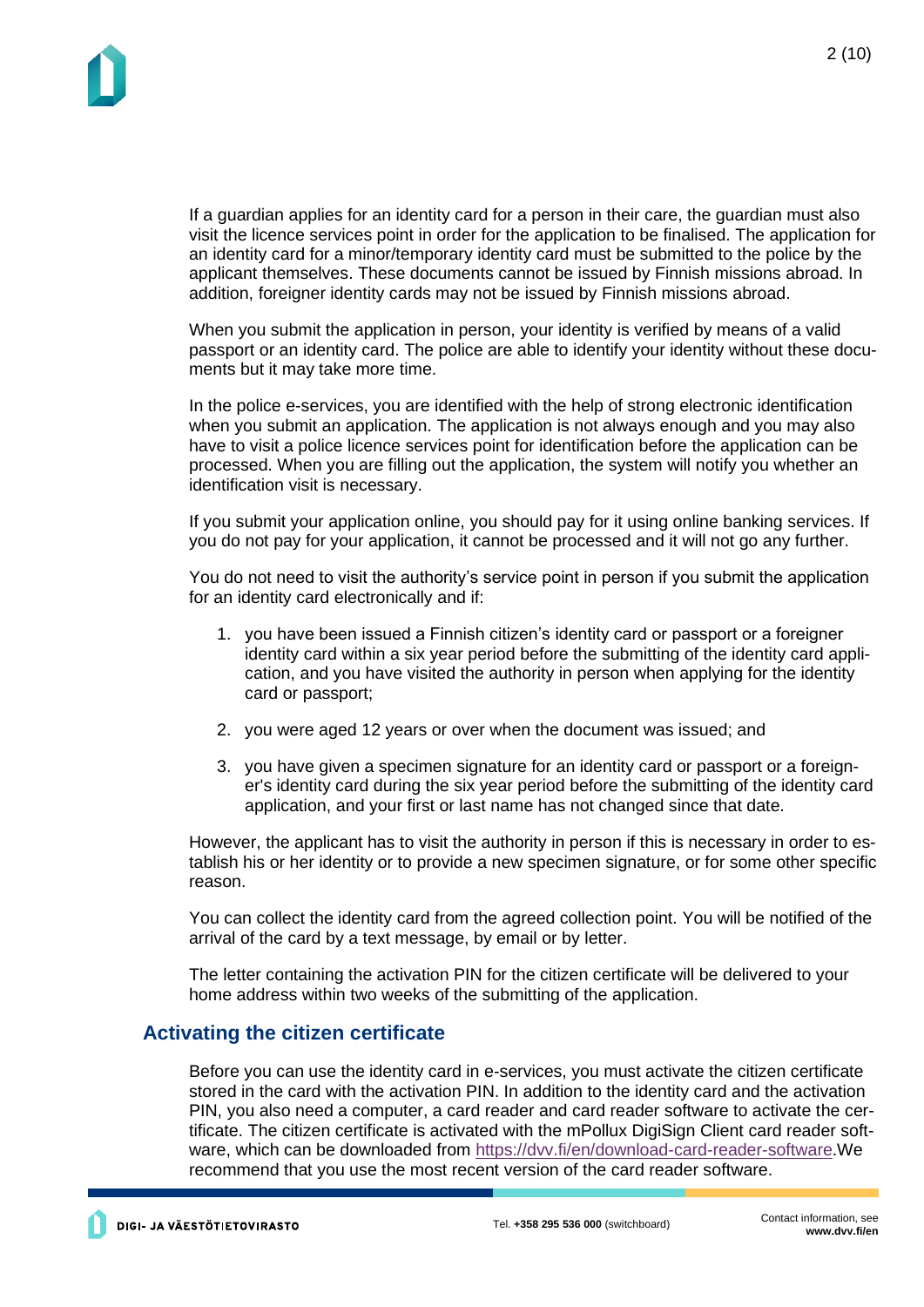If a guardian applies for an identity card for a person in their care, the guardian must also visit the licence services point in order for the application to be finalised. The application for an identity card for a minor/temporary identity card must be submitted to the police by the applicant themselves. These documents cannot be issued by Finnish missions abroad. In addition, foreigner identity cards may not be issued by Finnish missions abroad.

When you submit the application in person, your identity is verified by means of a valid passport or an identity card. The police are able to identify your identity without these documents but it may take more time.

In the police e-services, you are identified with the help of strong electronic identification when you submit an application. The application is not always enough and you may also have to visit a police licence services point for identification before the application can be processed. When you are filling out the application, the system will notify you whether an identification visit is necessary.

If you submit your application online, you should pay for it using online banking services. If you do not pay for your application, it cannot be processed and it will not go any further.

You do not need to visit the authority's service point in person if you submit the application for an identity card electronically and if:

1. you have been issued a Finnish citizen's identity card or passport or a foreigner identity card within a six year period before the submitting of the identity card application, and you have visited the authority in person when applying for the identity card or passport;
2. you were aged 12 years or over when the document was issued; and
3. you have given a specimen signature for an identity card or passport or a foreigner's identity card during the six year period before the submitting of the identity card application, and your first or last name has not changed since that date.

However, the applicant has to visit the authority in person if this is necessary in order to establish his or her identity or to provide a new specimen signature, or for some other specific reason.

You can collect the identity card from the agreed collection point. You will be notified of the arrival of the card by a text message, by email or by letter.

The letter containing the activation PIN for the citizen certificate will be delivered to your home address within two weeks of the submitting of the application.

## Activating the citizen certificate

Before you can use the identity card in e-services, you must activate the citizen certificate stored in the card with the activation PIN. In addition to the identity card and the activation PIN, you also need a computer, a card reader and card reader software to activate the certificate. The citizen certificate is activated with the mPollux DigiSign Client card reader software, which can be downloaded from https://dvv.fi/en/download-card-reader-software.We recommend that you use the most recent version of the card reader software.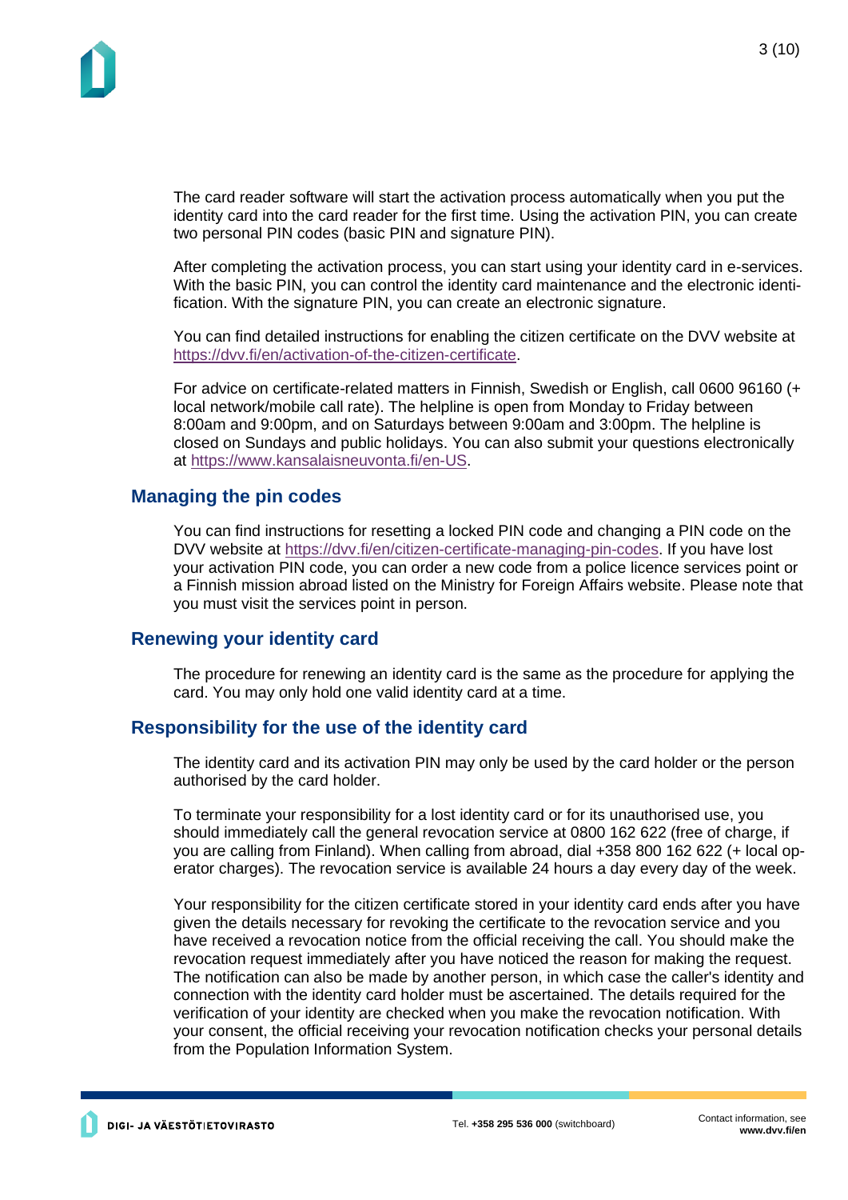The card reader software will start the activation process automatically when you put the identity card into the card reader for the first time. Using the activation PIN, you can create two personal PIN codes (basic PIN and signature PIN).

After completing the activation process, you can start using your identity card in e-services. With the basic PIN, you can control the identity card maintenance and the electronic identification. With the signature PIN, you can create an electronic signature.

You can find detailed instructions for enabling the citizen certificate on the DVV website at https://dvv.fi/en/activation-of-the-citizen-certificate.

For advice on certificate-related matters in Finnish, Swedish or English, call 0600 96160 (+ local network/mobile call rate). The helpline is open from Monday to Friday between 8:00am and 9:00pm, and on Saturdays between 9:00am and 3:00pm. The helpline is closed on Sundays and public holidays. You can also submit your questions electronically at https://www.kansalaisneuvonta.fi/en-US.

## Managing the pin codes

You can find instructions for resetting a locked PIN code and changing a PIN code on the DVV website at https://dvv.fi/en/citizen-certificate-managing-pin-codes. If you have lost your activation PIN code, you can order a new code from a police licence services point or a Finnish mission abroad listed on the Ministry for Foreign Affairs website. Please note that you must visit the services point in person.

## Renewing your identity card

The procedure for renewing an identity card is the same as the procedure for applying the card. You may only hold one valid identity card at a time.

## Responsibility for the use of the identity card

The identity card and its activation PIN may only be used by the card holder or the person authorised by the card holder.

To terminate your responsibility for a lost identity card or for its unauthorised use, you should immediately call the general revocation service at 0800 162 622 (free of charge, if you are calling from Finland). When calling from abroad, dial +358 800 162 622 (+ local operator charges). The revocation service is available 24 hours a day every day of the week.

Your responsibility for the citizen certificate stored in your identity card ends after you have given the details necessary for revoking the certificate to the revocation service and you have received a revocation notice from the official receiving the call. You should make the revocation request immediately after you have noticed the reason for making the request. The notification can also be made by another person, in which case the caller's identity and connection with the identity card holder must be ascertained. The details required for the verification of your identity are checked when you make the revocation notification. With your consent, the official receiving your revocation notification checks your personal details from the Population Information System.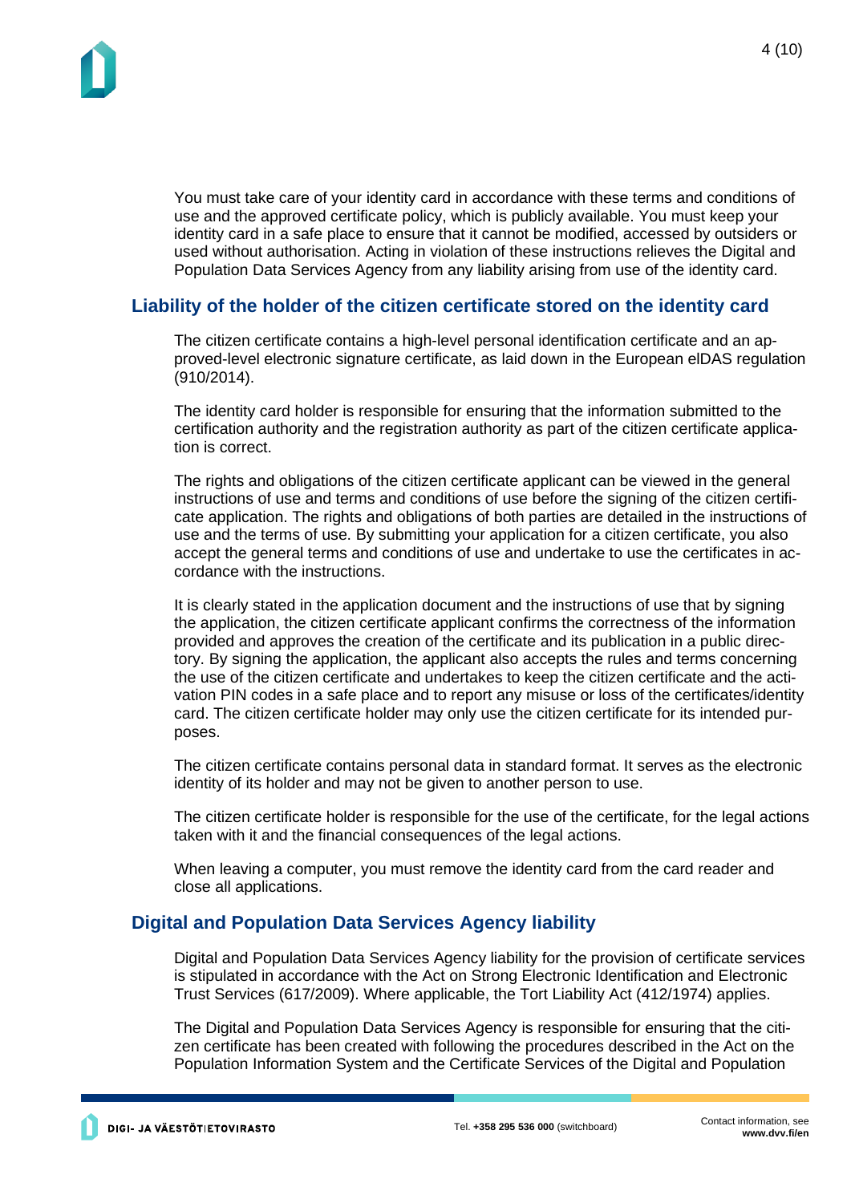You must take care of your identity card in accordance with these terms and conditions of use and the approved certificate policy, which is publicly available. You must keep your identity card in a safe place to ensure that it cannot be modified, accessed by outsiders or used without authorisation. Acting in violation of these instructions relieves the Digital and Population Data Services Agency from any liability arising from use of the identity card.

## Liability of the holder of the citizen certificate stored on the identity card

The citizen certificate contains a high-level personal identification certificate and an approved-level electronic signature certificate, as laid down in the European eIDAS regulation (910/2014).

The identity card holder is responsible for ensuring that the information submitted to the certification authority and the registration authority as part of the citizen certificate application is correct.

The rights and obligations of the citizen certificate applicant can be viewed in the general instructions of use and terms and conditions of use before the signing of the citizen certificate application. The rights and obligations of both parties are detailed in the instructions of use and the terms of use. By submitting your application for a citizen certificate, you also accept the general terms and conditions of use and undertake to use the certificates in accordance with the instructions.

It is clearly stated in the application document and the instructions of use that by signing the application, the citizen certificate applicant confirms the correctness of the information provided and approves the creation of the certificate and its publication in a public directory. By signing the application, the applicant also accepts the rules and terms concerning the use of the citizen certificate and undertakes to keep the citizen certificate and the activation PIN codes in a safe place and to report any misuse or loss of the certificates/identity card. The citizen certificate holder may only use the citizen certificate for its intended purposes.

The citizen certificate contains personal data in standard format. It serves as the electronic identity of its holder and may not be given to another person to use.

The citizen certificate holder is responsible for the use of the certificate, for the legal actions taken with it and the financial consequences of the legal actions.

When leaving a computer, you must remove the identity card from the card reader and close all applications.

## Digital and Population Data Services Agency liability

Digital and Population Data Services Agency liability for the provision of certificate services is stipulated in accordance with the Act on Strong Electronic Identification and Electronic Trust Services (617/2009). Where applicable, the Tort Liability Act (412/1974) applies.

The Digital and Population Data Services Agency is responsible for ensuring that the citizen certificate has been created with following the procedures described in the Act on the Population Information System and the Certificate Services of the Digital and Population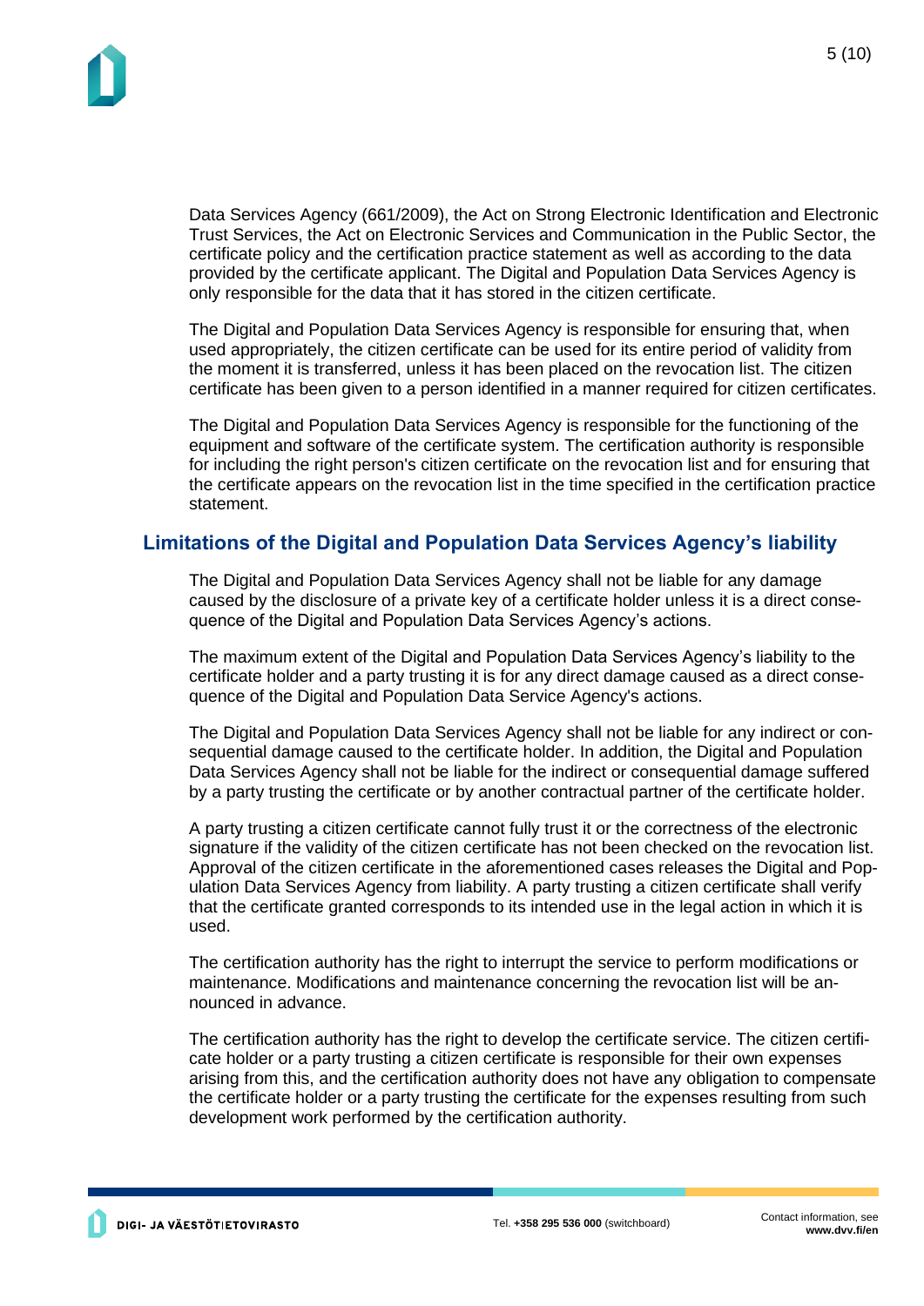Data Services Agency (661/2009), the Act on Strong Electronic Identification and Electronic Trust Services, the Act on Electronic Services and Communication in the Public Sector, the certificate policy and the certification practice statement as well as according to the data provided by the certificate applicant. The Digital and Population Data Services Agency is only responsible for the data that it has stored in the citizen certificate.

The Digital and Population Data Services Agency is responsible for ensuring that, when used appropriately, the citizen certificate can be used for its entire period of validity from the moment it is transferred, unless it has been placed on the revocation list. The citizen certificate has been given to a person identified in a manner required for citizen certificates.

The Digital and Population Data Services Agency is responsible for the functioning of the equipment and software of the certificate system. The certification authority is responsible for including the right person's citizen certificate on the revocation list and for ensuring that the certificate appears on the revocation list in the time specified in the certification practice statement.

## Limitations of the Digital and Population Data Services Agency's liability

The Digital and Population Data Services Agency shall not be liable for any damage caused by the disclosure of a private key of a certificate holder unless it is a direct consequence of the Digital and Population Data Services Agency's actions.

The maximum extent of the Digital and Population Data Services Agency's liability to the certificate holder and a party trusting it is for any direct damage caused as a direct consequence of the Digital and Population Data Service Agency's actions.

The Digital and Population Data Services Agency shall not be liable for any indirect or consequential damage caused to the certificate holder. In addition, the Digital and Population Data Services Agency shall not be liable for the indirect or consequential damage suffered by a party trusting the certificate or by another contractual partner of the certificate holder.

A party trusting a citizen certificate cannot fully trust it or the correctness of the electronic signature if the validity of the citizen certificate has not been checked on the revocation list. Approval of the citizen certificate in the aforementioned cases releases the Digital and Population Data Services Agency from liability. A party trusting a citizen certificate shall verify that the certificate granted corresponds to its intended use in the legal action in which it is used.

The certification authority has the right to interrupt the service to perform modifications or maintenance. Modifications and maintenance concerning the revocation list will be announced in advance.

The certification authority has the right to develop the certificate service. The citizen certificate holder or a party trusting a citizen certificate is responsible for their own expenses arising from this, and the certification authority does not have any obligation to compensate the certificate holder or a party trusting the certificate for the expenses resulting from such development work performed by the certification authority.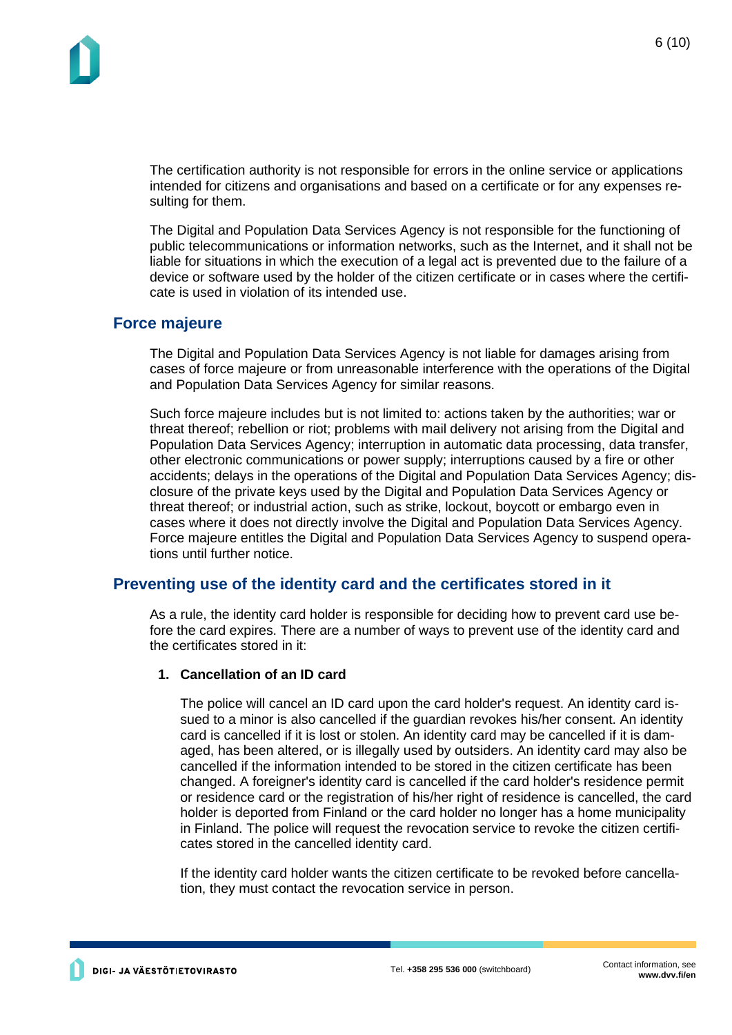The certification authority is not responsible for errors in the online service or applications intended for citizens and organisations and based on a certificate or for any expenses resulting for them.

The Digital and Population Data Services Agency is not responsible for the functioning of public telecommunications or information networks, such as the Internet, and it shall not be liable for situations in which the execution of a legal act is prevented due to the failure of a device or software used by the holder of the citizen certificate or in cases where the certificate is used in violation of its intended use.

## Force majeure

The Digital and Population Data Services Agency is not liable for damages arising from cases of force majeure or from unreasonable interference with the operations of the Digital and Population Data Services Agency for similar reasons.

Such force majeure includes but is not limited to: actions taken by the authorities; war or threat thereof; rebellion or riot; problems with mail delivery not arising from the Digital and Population Data Services Agency; interruption in automatic data processing, data transfer, other electronic communications or power supply; interruptions caused by a fire or other accidents; delays in the operations of the Digital and Population Data Services Agency; disclosure of the private keys used by the Digital and Population Data Services Agency or threat thereof; or industrial action, such as strike, lockout, boycott or embargo even in cases where it does not directly involve the Digital and Population Data Services Agency. Force majeure entitles the Digital and Population Data Services Agency to suspend operations until further notice.

## Preventing use of the identity card and the certificates stored in it

As a rule, the identity card holder is responsible for deciding how to prevent card use before the card expires. There are a number of ways to prevent use of the identity card and the certificates stored in it:

1. **Cancellation of an ID card**

   The police will cancel an ID card upon the card holder's request. An identity card issued to a minor is also cancelled if the guardian revokes his/her consent. An identity card is cancelled if it is lost or stolen. An identity card may be cancelled if it is damaged, has been altered, or is illegally used by outsiders. An identity card may also be cancelled if the information intended to be stored in the citizen certificate has been changed. A foreigner's identity card is cancelled if the card holder's residence permit or residence card or the registration of his/her right of residence is cancelled, the card holder is deported from Finland or the card holder no longer has a home municipality in Finland. The police will request the revocation service to revoke the citizen certificates stored in the cancelled identity card.

   If the identity card holder wants the citizen certificate to be revoked before cancellation, they must contact the revocation service in person.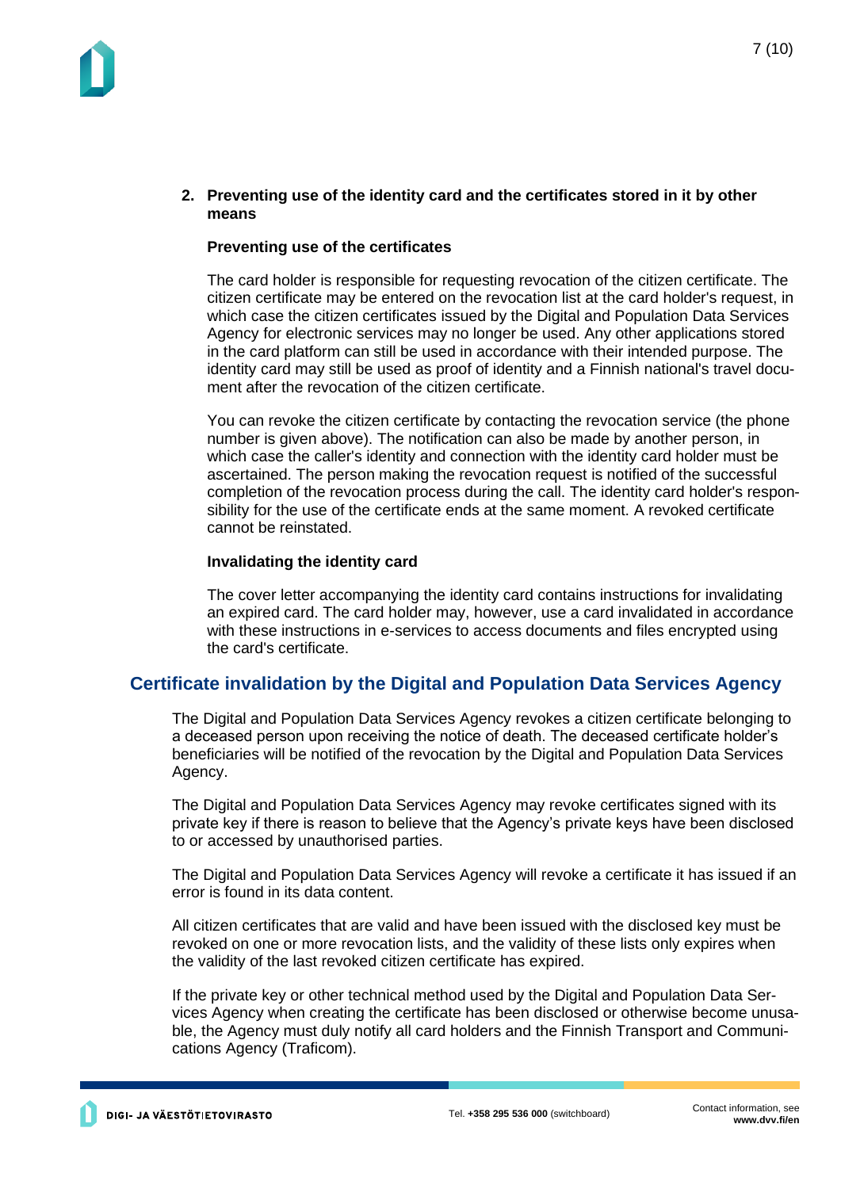2. **Preventing use of the identity card and the certificates stored in it by other means**

   **Preventing use of the certificates**

   The card holder is responsible for requesting revocation of the citizen certificate. The citizen certificate may be entered on the revocation list at the card holder's request, in which case the citizen certificates issued by the Digital and Population Data Services Agency for electronic services may no longer be used. Any other applications stored in the card platform can still be used in accordance with their intended purpose. The identity card may still be used as proof of identity and a Finnish national's travel document after the revocation of the citizen certificate.

   You can revoke the citizen certificate by contacting the revocation service (the phone number is given above). The notification can also be made by another person, in which case the caller's identity and connection with the identity card holder must be ascertained. The person making the revocation request is notified of the successful completion of the revocation process during the call. The identity card holder's responsibility for the use of the certificate ends at the same moment. A revoked certificate cannot be reinstated.

   **Invalidating the identity card**

   The cover letter accompanying the identity card contains instructions for invalidating an expired card. The card holder may, however, use a card invalidated in accordance with these instructions in e-services to access documents and files encrypted using the card's certificate.

## Certificate invalidation by the Digital and Population Data Services Agency

The Digital and Population Data Services Agency revokes a citizen certificate belonging to a deceased person upon receiving the notice of death. The deceased certificate holder's beneficiaries will be notified of the revocation by the Digital and Population Data Services Agency.

The Digital and Population Data Services Agency may revoke certificates signed with its private key if there is reason to believe that the Agency's private keys have been disclosed to or accessed by unauthorised parties.

The Digital and Population Data Services Agency will revoke a certificate it has issued if an error is found in its data content.

All citizen certificates that are valid and have been issued with the disclosed key must be revoked on one or more revocation lists, and the validity of these lists only expires when the validity of the last revoked citizen certificate has expired.

If the private key or other technical method used by the Digital and Population Data Services Agency when creating the certificate has been disclosed or otherwise become unusable, the Agency must duly notify all card holders and the Finnish Transport and Communications Agency (Traficom).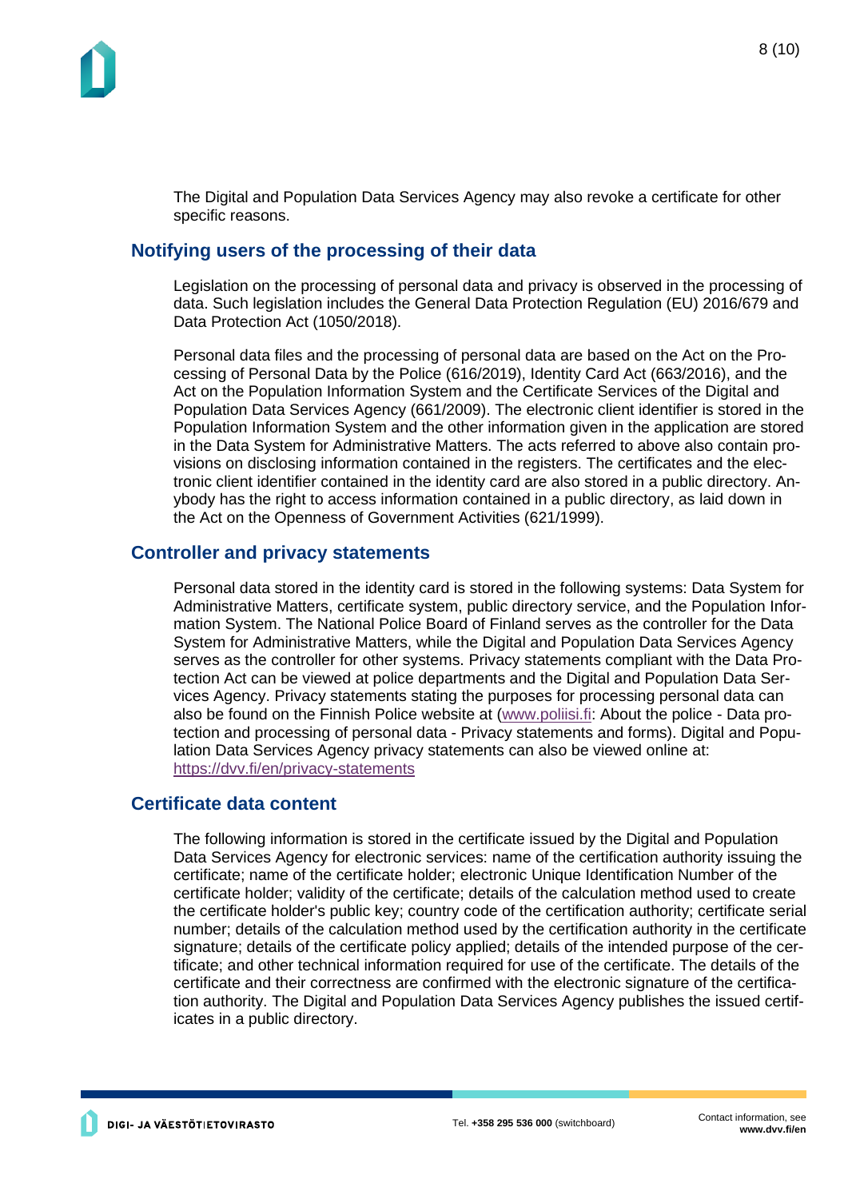The Digital and Population Data Services Agency may also revoke a certificate for other specific reasons.

## Notifying users of the processing of their data

Legislation on the processing of personal data and privacy is observed in the processing of data. Such legislation includes the General Data Protection Regulation (EU) 2016/679 and Data Protection Act (1050/2018).

Personal data files and the processing of personal data are based on the Act on the Processing of Personal Data by the Police (616/2019), Identity Card Act (663/2016), and the Act on the Population Information System and the Certificate Services of the Digital and Population Data Services Agency (661/2009). The electronic client identifier is stored in the Population Information System and the other information given in the application are stored in the Data System for Administrative Matters. The acts referred to above also contain provisions on disclosing information contained in the registers. The certificates and the electronic client identifier contained in the identity card are also stored in a public directory. Anybody has the right to access information contained in a public directory, as laid down in the Act on the Openness of Government Activities (621/1999).

## Controller and privacy statements

Personal data stored in the identity card is stored in the following systems: Data System for Administrative Matters, certificate system, public directory service, and the Population Information System. The National Police Board of Finland serves as the controller for the Data System for Administrative Matters, while the Digital and Population Data Services Agency serves as the controller for other systems. Privacy statements compliant with the Data Protection Act can be viewed at police departments and the Digital and Population Data Services Agency. Privacy statements stating the purposes for processing personal data can also be found on the Finnish Police website at (www.poliisi.fi: About the police - Data protection and processing of personal data - Privacy statements and forms). Digital and Population Data Services Agency privacy statements can also be viewed online at: https://dvv.fi/en/privacy-statements

## Certificate data content

The following information is stored in the certificate issued by the Digital and Population Data Services Agency for electronic services: name of the certification authority issuing the certificate; name of the certificate holder; electronic Unique Identification Number of the certificate holder; validity of the certificate; details of the calculation method used to create the certificate holder's public key; country code of the certification authority; certificate serial number; details of the calculation method used by the certification authority in the certificate signature; details of the certificate policy applied; details of the intended purpose of the certificate; and other technical information required for use of the certificate. The details of the certificate and their correctness are confirmed with the electronic signature of the certification authority. The Digital and Population Data Services Agency publishes the issued certificates in a public directory.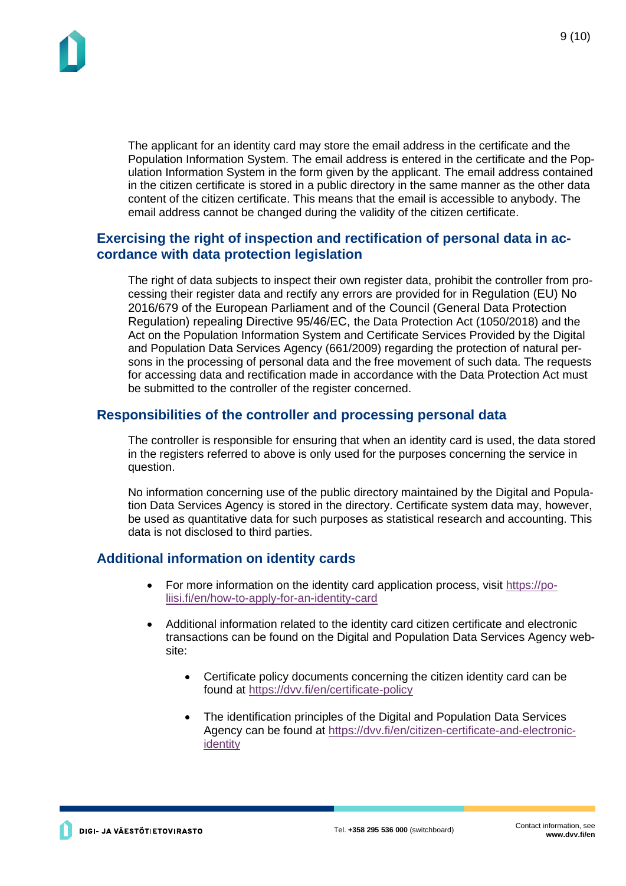The applicant for an identity card may store the email address in the certificate and the Population Information System. The email address is entered in the certificate and the Population Information System in the form given by the applicant. The email address contained in the citizen certificate is stored in a public directory in the same manner as the other data content of the citizen certificate. This means that the email is accessible to anybody. The email address cannot be changed during the validity of the citizen certificate.

## Exercising the right of inspection and rectification of personal data in accordance with data protection legislation

The right of data subjects to inspect their own register data, prohibit the controller from processing their register data and rectify any errors are provided for in Regulation (EU) No 2016/679 of the European Parliament and of the Council (General Data Protection Regulation) repealing Directive 95/46/EC, the Data Protection Act (1050/2018) and the Act on the Population Information System and Certificate Services Provided by the Digital and Population Data Services Agency (661/2009) regarding the protection of natural persons in the processing of personal data and the free movement of such data. The requests for accessing data and rectification made in accordance with the Data Protection Act must be submitted to the controller of the register concerned.

## Responsibilities of the controller and processing personal data

The controller is responsible for ensuring that when an identity card is used, the data stored in the registers referred to above is only used for the purposes concerning the service in question.

No information concerning use of the public directory maintained by the Digital and Population Data Services Agency is stored in the directory. Certificate system data may, however, be used as quantitative data for such purposes as statistical research and accounting. This data is not disclosed to third parties.

## Additional information on identity cards

- For more information on the identity card application process, visit https://poliisi.fi/en/how-to-apply-for-an-identity-card
- Additional information related to the identity card citizen certificate and electronic transactions can be found on the Digital and Population Data Services Agency website:
  - Certificate policy documents concerning the citizen identity card can be found at https://dvv.fi/en/certificate-policy
  - The identification principles of the Digital and Population Data Services Agency can be found at https://dvv.fi/en/citizen-certificate-and-electronic-identity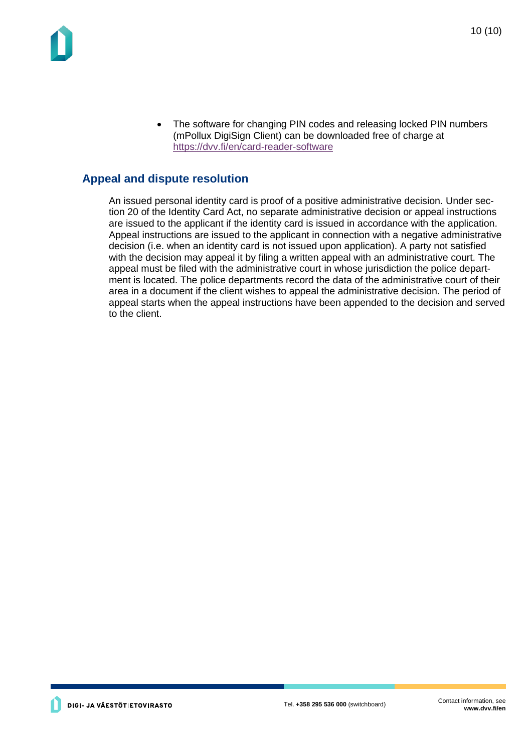- The software for changing PIN codes and releasing locked PIN numbers (mPollux DigiSign Client) can be downloaded free of charge at https://dvv.fi/en/card-reader-software

## Appeal and dispute resolution

An issued personal identity card is proof of a positive administrative decision. Under section 20 of the Identity Card Act, no separate administrative decision or appeal instructions are issued to the applicant if the identity card is issued in accordance with the application. Appeal instructions are issued to the applicant in connection with a negative administrative decision (i.e. when an identity card is not issued upon application). A party not satisfied with the decision may appeal it by filing a written appeal with an administrative court. The appeal must be filed with the administrative court in whose jurisdiction the police department is located. The police departments record the data of the administrative court of their area in a document if the client wishes to appeal the administrative decision. The period of appeal starts when the appeal instructions have been appended to the decision and served to the client.